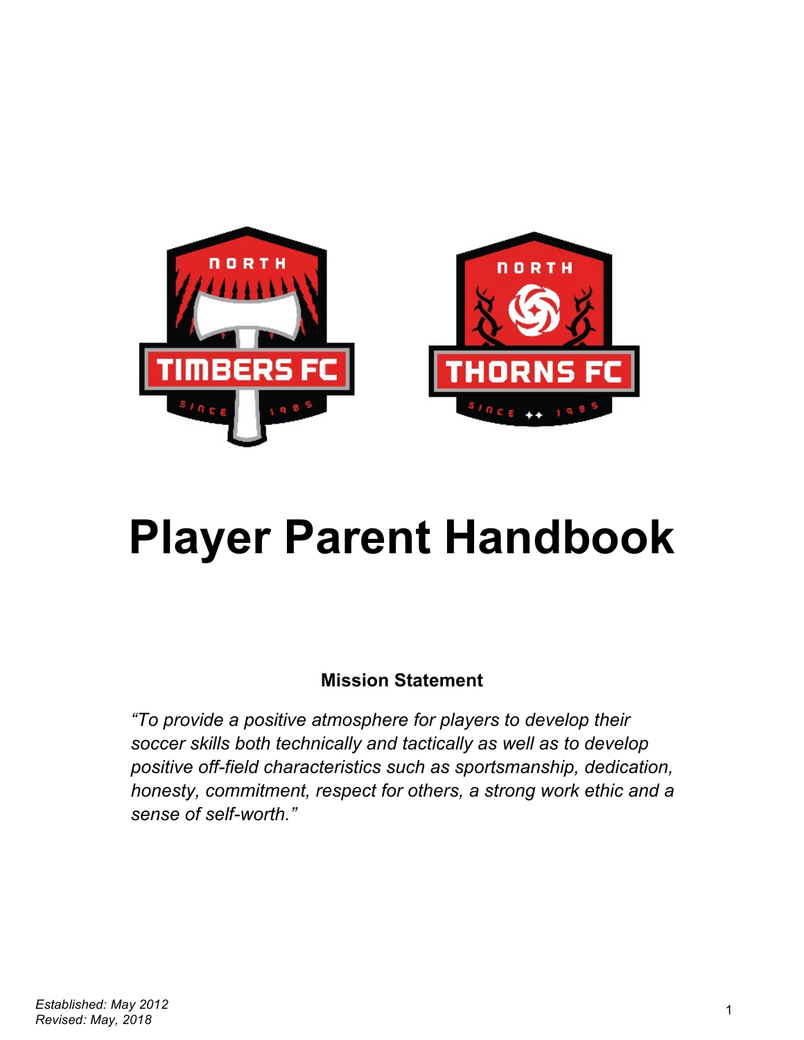# Player Parent Handbook

**Mission Statement**

*"To provide a positive atmosphere for players to develop their soccer skills both technically and tactically as well as to develop positive off-field characteristics such as sportsmanship, dedication, honesty, commitment, respect for others, a strong work ethic and a sense of self-worth."*

*Established: May 2012*
*Revised: May, 2018*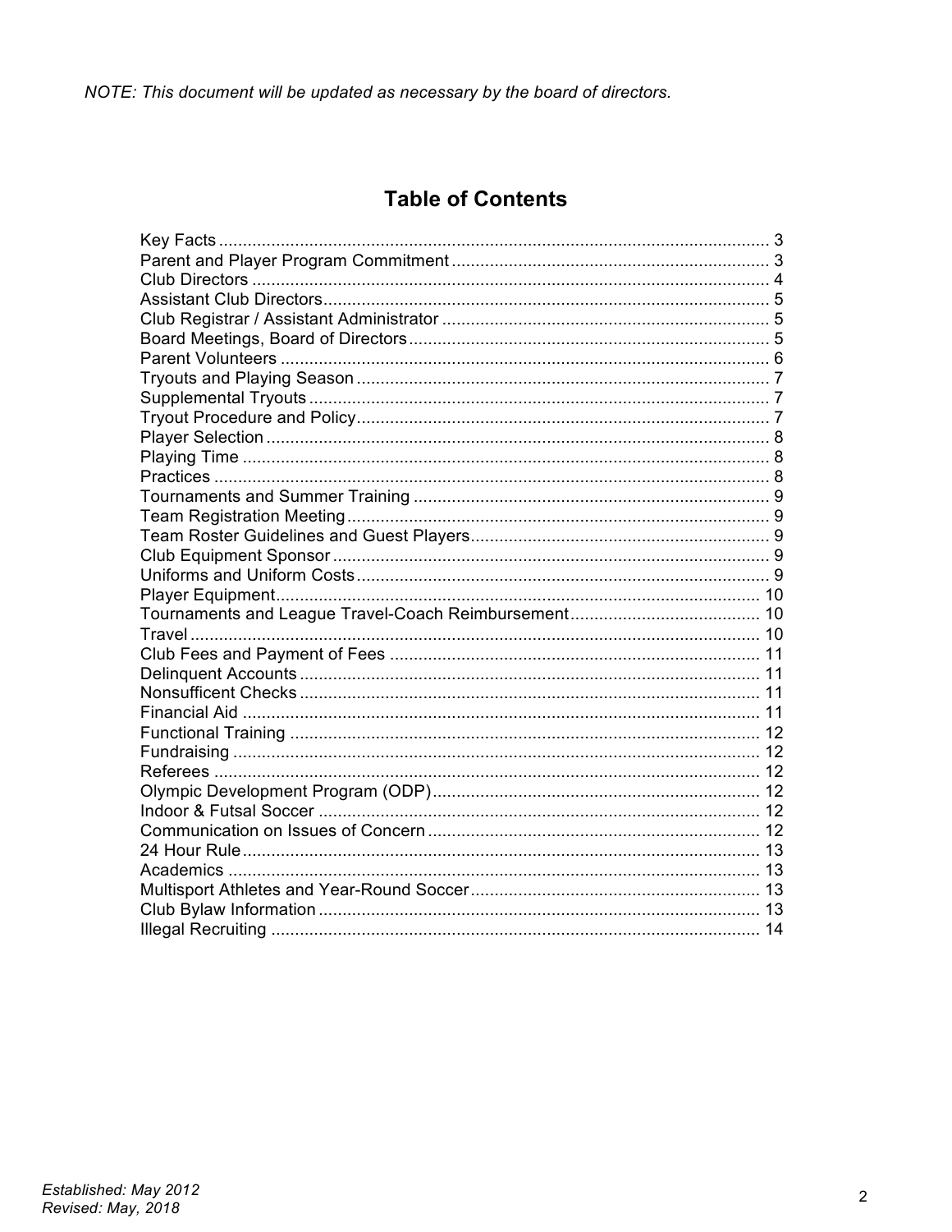*NOTE: This document will be updated as necessary by the board of directors.*

## Table of Contents

Key Facts ........ 3
Parent and Player Program Commitment ........ 3
Club Directors ........ 4
Assistant Club Directors ........ 5
Club Registrar / Assistant Administrator ........ 5
Board Meetings, Board of Directors ........ 5
Parent Volunteers ........ 6
Tryouts and Playing Season ........ 7
Supplemental Tryouts ........ 7
Tryout Procedure and Policy ........ 7
Player Selection ........ 8
Playing Time ........ 8
Practices ........ 8
Tournaments and Summer Training ........ 9
Team Registration Meeting ........ 9
Team Roster Guidelines and Guest Players ........ 9
Club Equipment Sponsor ........ 9
Uniforms and Uniform Costs ........ 9
Player Equipment ........ 10
Tournaments and League Travel-Coach Reimbursement ........ 10
Travel ........ 10
Club Fees and Payment of Fees ........ 11
Delinquent Accounts ........ 11
Nonsufficent Checks ........ 11
Financial Aid ........ 11
Functional Training ........ 12
Fundraising ........ 12
Referees ........ 12
Olympic Development Program (ODP) ........ 12
Indoor & Futsal Soccer ........ 12
Communication on Issues of Concern ........ 12
24 Hour Rule ........ 13
Academics ........ 13
Multisport Athletes and Year-Round Soccer ........ 13
Club Bylaw Information ........ 13
Illegal Recruiting ........ 14

*Established: May 2012*
*Revised: May, 2018*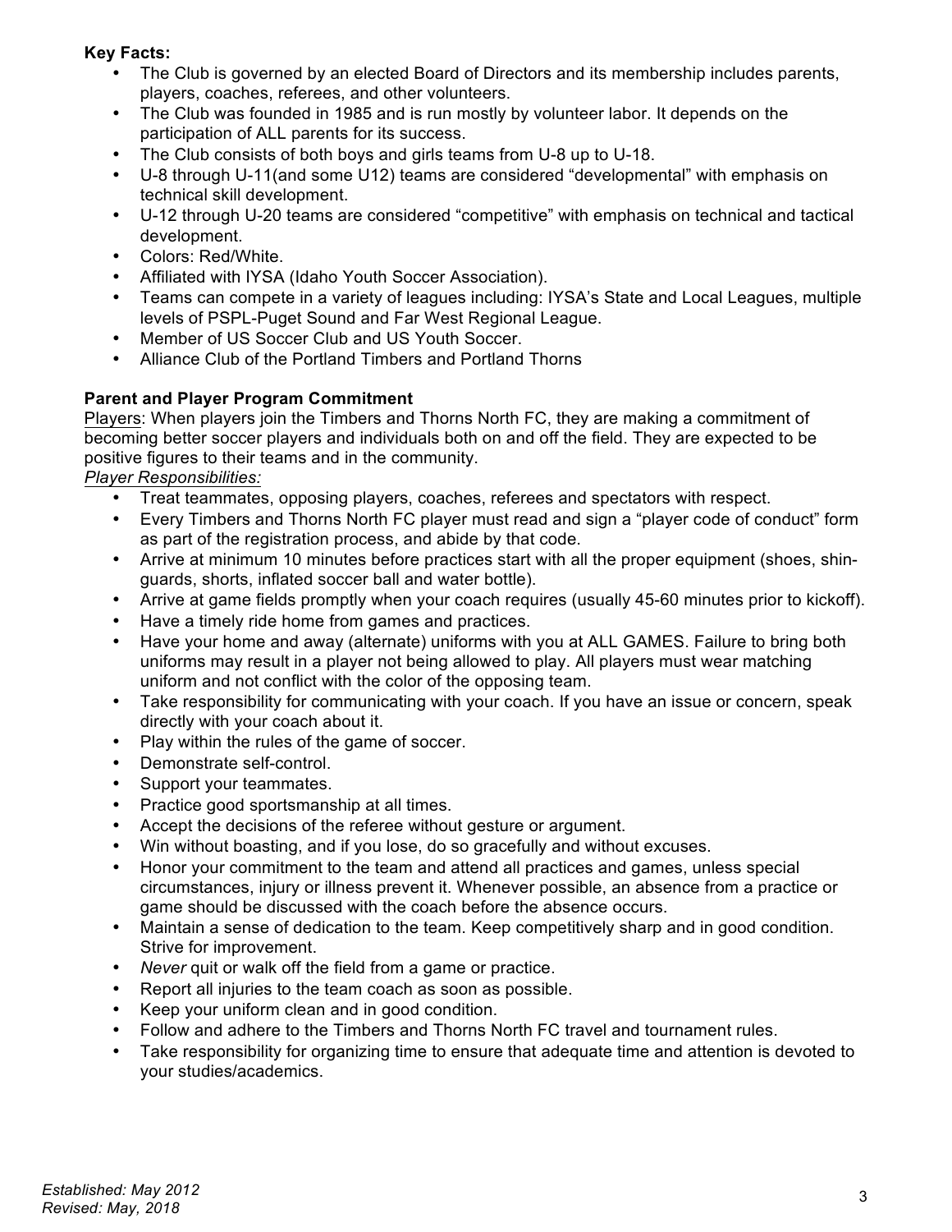**Key Facts:**

- The Club is governed by an elected Board of Directors and its membership includes parents, players, coaches, referees, and other volunteers.
- The Club was founded in 1985 and is run mostly by volunteer labor. It depends on the participation of ALL parents for its success.
- The Club consists of both boys and girls teams from U-8 up to U-18.
- U-8 through U-11(and some U12) teams are considered "developmental" with emphasis on technical skill development.
- U-12 through U-20 teams are considered "competitive" with emphasis on technical and tactical development.
- Colors: Red/White.
- Affiliated with IYSA (Idaho Youth Soccer Association).
- Teams can compete in a variety of leagues including: IYSA's State and Local Leagues, multiple levels of PSPL-Puget Sound and Far West Regional League.
- Member of US Soccer Club and US Youth Soccer.
- Alliance Club of the Portland Timbers and Portland Thorns

**Parent and Player Program Commitment**

Players: When players join the Timbers and Thorns North FC, they are making a commitment of becoming better soccer players and individuals both on and off the field. They are expected to be positive figures to their teams and in the community.

*Player Responsibilities:*

- Treat teammates, opposing players, coaches, referees and spectators with respect.
- Every Timbers and Thorns North FC player must read and sign a "player code of conduct" form as part of the registration process, and abide by that code.
- Arrive at minimum 10 minutes before practices start with all the proper equipment (shoes, shin-guards, shorts, inflated soccer ball and water bottle).
- Arrive at game fields promptly when your coach requires (usually 45-60 minutes prior to kickoff).
- Have a timely ride home from games and practices.
- Have your home and away (alternate) uniforms with you at ALL GAMES. Failure to bring both uniforms may result in a player not being allowed to play. All players must wear matching uniform and not conflict with the color of the opposing team.
- Take responsibility for communicating with your coach. If you have an issue or concern, speak directly with your coach about it.
- Play within the rules of the game of soccer.
- Demonstrate self-control.
- Support your teammates.
- Practice good sportsmanship at all times.
- Accept the decisions of the referee without gesture or argument.
- Win without boasting, and if you lose, do so gracefully and without excuses.
- Honor your commitment to the team and attend all practices and games, unless special circumstances, injury or illness prevent it. Whenever possible, an absence from a practice or game should be discussed with the coach before the absence occurs.
- Maintain a sense of dedication to the team. Keep competitively sharp and in good condition. Strive for improvement.
- *Never* quit or walk off the field from a game or practice.
- Report all injuries to the team coach as soon as possible.
- Keep your uniform clean and in good condition.
- Follow and adhere to the Timbers and Thorns North FC travel and tournament rules.
- Take responsibility for organizing time to ensure that adequate time and attention is devoted to your studies/academics.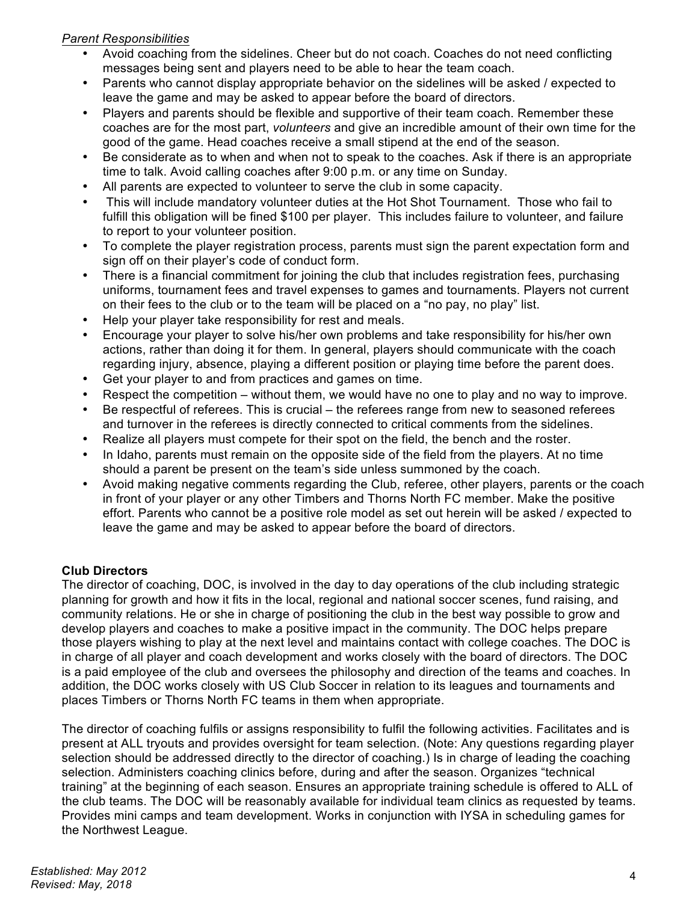*Parent Responsibilities*

- Avoid coaching from the sidelines. Cheer but do not coach. Coaches do not need conflicting messages being sent and players need to be able to hear the team coach.
- Parents who cannot display appropriate behavior on the sidelines will be asked / expected to leave the game and may be asked to appear before the board of directors.
- Players and parents should be flexible and supportive of their team coach. Remember these coaches are for the most part, *volunteers* and give an incredible amount of their own time for the good of the game. Head coaches receive a small stipend at the end of the season.
- Be considerate as to when and when not to speak to the coaches. Ask if there is an appropriate time to talk. Avoid calling coaches after 9:00 p.m. or any time on Sunday.
- All parents are expected to volunteer to serve the club in some capacity.
- This will include mandatory volunteer duties at the Hot Shot Tournament. Those who fail to fulfill this obligation will be fined $100 per player. This includes failure to volunteer, and failure to report to your volunteer position.
- To complete the player registration process, parents must sign the parent expectation form and sign off on their player's code of conduct form.
- There is a financial commitment for joining the club that includes registration fees, purchasing uniforms, tournament fees and travel expenses to games and tournaments. Players not current on their fees to the club or to the team will be placed on a "no pay, no play" list.
- Help your player take responsibility for rest and meals.
- Encourage your player to solve his/her own problems and take responsibility for his/her own actions, rather than doing it for them. In general, players should communicate with the coach regarding injury, absence, playing a different position or playing time before the parent does.
- Get your player to and from practices and games on time.
- Respect the competition – without them, we would have no one to play and no way to improve.
- Be respectful of referees. This is crucial – the referees range from new to seasoned referees and turnover in the referees is directly connected to critical comments from the sidelines.
- Realize all players must compete for their spot on the field, the bench and the roster.
- In Idaho, parents must remain on the opposite side of the field from the players. At no time should a parent be present on the team's side unless summoned by the coach.
- Avoid making negative comments regarding the Club, referee, other players, parents or the coach in front of your player or any other Timbers and Thorns North FC member. Make the positive effort. Parents who cannot be a positive role model as set out herein will be asked / expected to leave the game and may be asked to appear before the board of directors.

**Club Directors**

The director of coaching, DOC, is involved in the day to day operations of the club including strategic planning for growth and how it fits in the local, regional and national soccer scenes, fund raising, and community relations. He or she in charge of positioning the club in the best way possible to grow and develop players and coaches to make a positive impact in the community. The DOC helps prepare those players wishing to play at the next level and maintains contact with college coaches. The DOC is in charge of all player and coach development and works closely with the board of directors. The DOC is a paid employee of the club and oversees the philosophy and direction of the teams and coaches. In addition, the DOC works closely with US Club Soccer in relation to its leagues and tournaments and places Timbers or Thorns North FC teams in them when appropriate.

The director of coaching fulfils or assigns responsibility to fulfil the following activities. Facilitates and is present at ALL tryouts and provides oversight for team selection. (Note: Any questions regarding player selection should be addressed directly to the director of coaching.) Is in charge of leading the coaching selection. Administers coaching clinics before, during and after the season. Organizes "technical training" at the beginning of each season. Ensures an appropriate training schedule is offered to ALL of the club teams. The DOC will be reasonably available for individual team clinics as requested by teams. Provides mini camps and team development. Works in conjunction with IYSA in scheduling games for the Northwest League.

*Established: May 2012*
*Revised: May, 2018*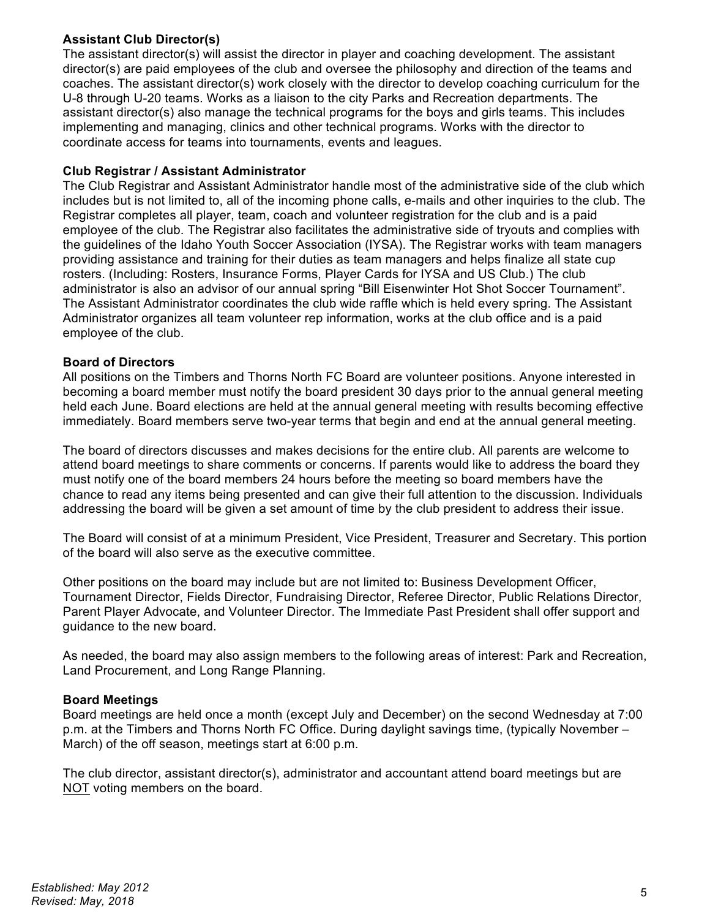**Assistant Club Director(s)**
The assistant director(s) will assist the director in player and coaching development. The assistant director(s) are paid employees of the club and oversee the philosophy and direction of the teams and coaches. The assistant director(s) work closely with the director to develop coaching curriculum for the U-8 through U-20 teams. Works as a liaison to the city Parks and Recreation departments. The assistant director(s) also manage the technical programs for the boys and girls teams. This includes implementing and managing, clinics and other technical programs. Works with the director to coordinate access for teams into tournaments, events and leagues.

**Club Registrar / Assistant Administrator**
The Club Registrar and Assistant Administrator handle most of the administrative side of the club which includes but is not limited to, all of the incoming phone calls, e-mails and other inquiries to the club. The Registrar completes all player, team, coach and volunteer registration for the club and is a paid employee of the club. The Registrar also facilitates the administrative side of tryouts and complies with the guidelines of the Idaho Youth Soccer Association (IYSA). The Registrar works with team managers providing assistance and training for their duties as team managers and helps finalize all state cup rosters. (Including: Rosters, Insurance Forms, Player Cards for IYSA and US Club.) The club administrator is also an advisor of our annual spring "Bill Eisenwinter Hot Shot Soccer Tournament". The Assistant Administrator coordinates the club wide raffle which is held every spring. The Assistant Administrator organizes all team volunteer rep information, works at the club office and is a paid employee of the club.

**Board of Directors**
All positions on the Timbers and Thorns North FC Board are volunteer positions. Anyone interested in becoming a board member must notify the board president 30 days prior to the annual general meeting held each June. Board elections are held at the annual general meeting with results becoming effective immediately. Board members serve two-year terms that begin and end at the annual general meeting.

The board of directors discusses and makes decisions for the entire club. All parents are welcome to attend board meetings to share comments or concerns. If parents would like to address the board they must notify one of the board members 24 hours before the meeting so board members have the chance to read any items being presented and can give their full attention to the discussion. Individuals addressing the board will be given a set amount of time by the club president to address their issue.

The Board will consist of at a minimum President, Vice President, Treasurer and Secretary. This portion of the board will also serve as the executive committee.

Other positions on the board may include but are not limited to: Business Development Officer, Tournament Director, Fields Director, Fundraising Director, Referee Director, Public Relations Director, Parent Player Advocate, and Volunteer Director. The Immediate Past President shall offer support and guidance to the new board.

As needed, the board may also assign members to the following areas of interest: Park and Recreation, Land Procurement, and Long Range Planning.

**Board Meetings**
Board meetings are held once a month (except July and December) on the second Wednesday at 7:00 p.m. at the Timbers and Thorns North FC Office. During daylight savings time, (typically November – March) of the off season, meetings start at 6:00 p.m.

The club director, assistant director(s), administrator and accountant attend board meetings but are <u>NOT</u> voting members on the board.

*Established: May 2012*
*Revised: May, 2018*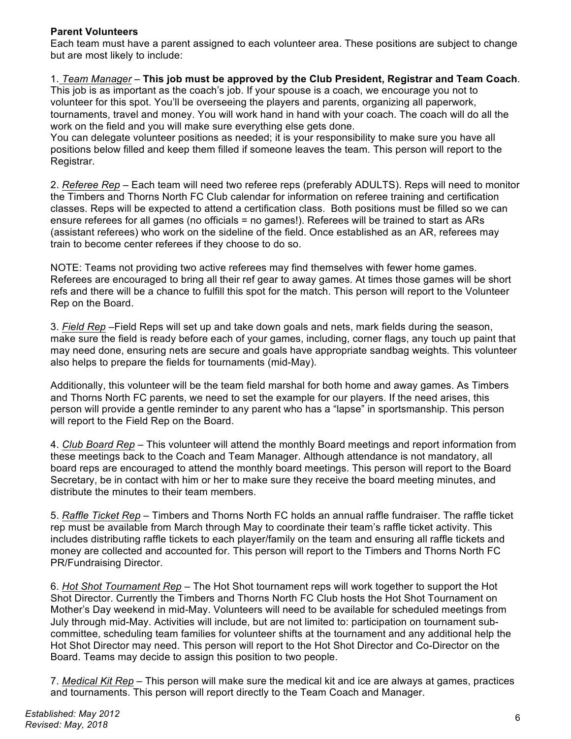**Parent Volunteers**

Each team must have a parent assigned to each volunteer area. These positions are subject to change but are most likely to include:

1. _Team Manager_ – **This job must be approved by the Club President, Registrar and Team Coach**. This job is as important as the coach's job. If your spouse is a coach, we encourage you not to volunteer for this spot. You'll be overseeing the players and parents, organizing all paperwork, tournaments, travel and money. You will work hand in hand with your coach. The coach will do all the work on the field and you will make sure everything else gets done.
You can delegate volunteer positions as needed; it is your responsibility to make sure you have all positions below filled and keep them filled if someone leaves the team. This person will report to the Registrar.

2. _Referee Rep_ – Each team will need two referee reps (preferably ADULTS). Reps will need to monitor the Timbers and Thorns North FC Club calendar for information on referee training and certification classes. Reps will be expected to attend a certification class. Both positions must be filled so we can ensure referees for all games (no officials = no games!). Referees will be trained to start as ARs (assistant referees) who work on the sideline of the field. Once established as an AR, referees may train to become center referees if they choose to do so.

NOTE: Teams not providing two active referees may find themselves with fewer home games. Referees are encouraged to bring all their ref gear to away games. At times those games will be short refs and there will be a chance to fulfill this spot for the match. This person will report to the Volunteer Rep on the Board.

3. _Field Rep_ –Field Reps will set up and take down goals and nets, mark fields during the season, make sure the field is ready before each of your games, including, corner flags, any touch up paint that may need done, ensuring nets are secure and goals have appropriate sandbag weights. This volunteer also helps to prepare the fields for tournaments (mid-May).

Additionally, this volunteer will be the team field marshal for both home and away games. As Timbers and Thorns North FC parents, we need to set the example for our players. If the need arises, this person will provide a gentle reminder to any parent who has a "lapse" in sportsmanship. This person will report to the Field Rep on the Board.

4. _Club Board Rep_ – This volunteer will attend the monthly Board meetings and report information from these meetings back to the Coach and Team Manager. Although attendance is not mandatory, all board reps are encouraged to attend the monthly board meetings. This person will report to the Board Secretary, be in contact with him or her to make sure they receive the board meeting minutes, and distribute the minutes to their team members.

5. _Raffle Ticket Rep_ – Timbers and Thorns North FC holds an annual raffle fundraiser. The raffle ticket rep must be available from March through May to coordinate their team's raffle ticket activity. This includes distributing raffle tickets to each player/family on the team and ensuring all raffle tickets and money are collected and accounted for. This person will report to the Timbers and Thorns North FC PR/Fundraising Director.

6. _Hot Shot Tournament Rep_ – The Hot Shot tournament reps will work together to support the Hot Shot Director. Currently the Timbers and Thorns North FC Club hosts the Hot Shot Tournament on Mother's Day weekend in mid-May. Volunteers will need to be available for scheduled meetings from July through mid-May. Activities will include, but are not limited to: participation on tournament sub-committee, scheduling team families for volunteer shifts at the tournament and any additional help the Hot Shot Director may need. This person will report to the Hot Shot Director and Co-Director on the Board. Teams may decide to assign this position to two people.

7. _Medical Kit Rep_ – This person will make sure the medical kit and ice are always at games, practices and tournaments. This person will report directly to the Team Coach and Manager.

_Established: May 2012_
_Revised: May, 2018_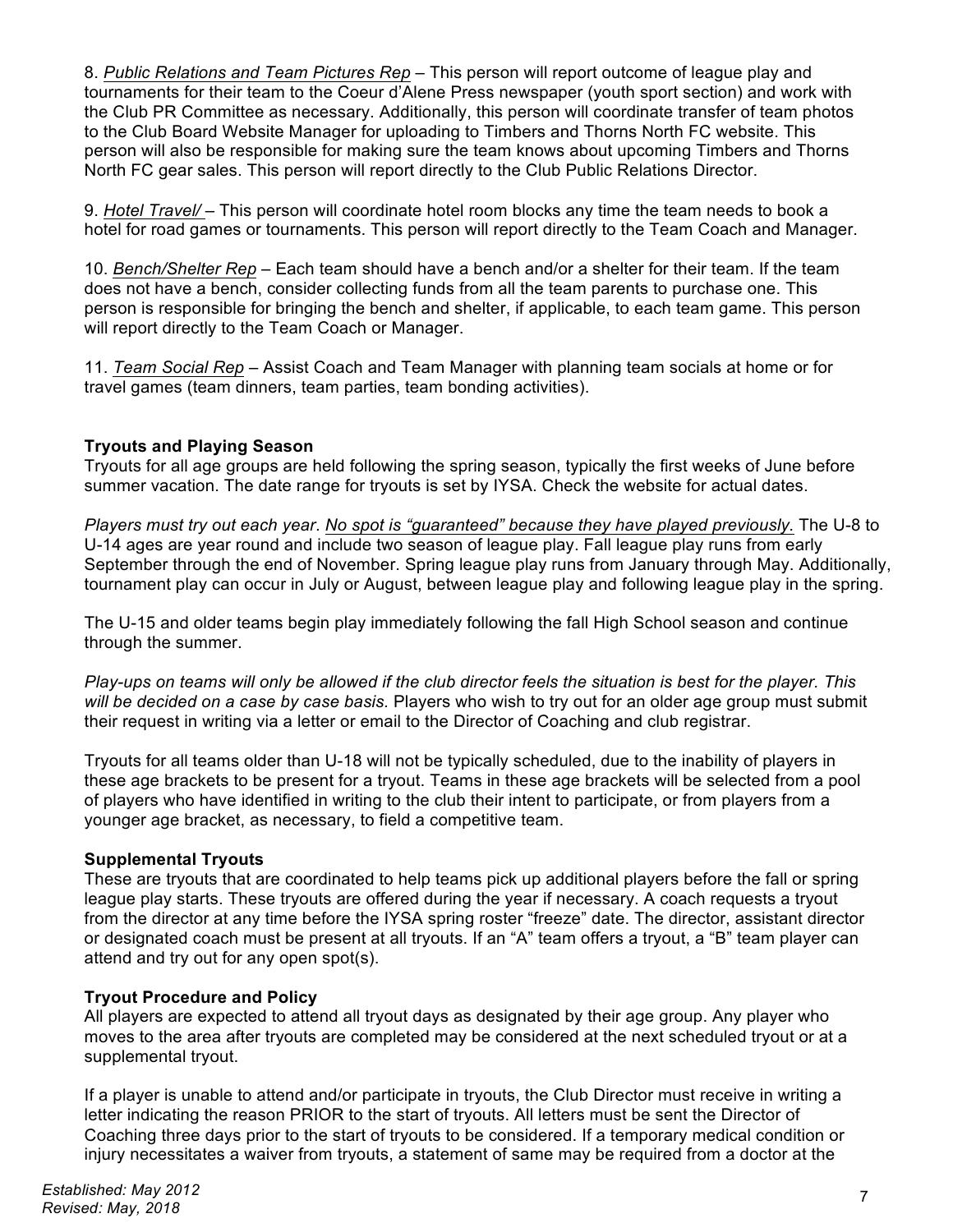8. *Public Relations and Team Pictures Rep* – This person will report outcome of league play and tournaments for their team to the Coeur d'Alene Press newspaper (youth sport section) and work with the Club PR Committee as necessary. Additionally, this person will coordinate transfer of team photos to the Club Board Website Manager for uploading to Timbers and Thorns North FC website. This person will also be responsible for making sure the team knows about upcoming Timbers and Thorns North FC gear sales. This person will report directly to the Club Public Relations Director.

9. *Hotel Travel/* – This person will coordinate hotel room blocks any time the team needs to book a hotel for road games or tournaments. This person will report directly to the Team Coach and Manager.

10. *Bench/Shelter Rep* – Each team should have a bench and/or a shelter for their team. If the team does not have a bench, consider collecting funds from all the team parents to purchase one. This person is responsible for bringing the bench and shelter, if applicable, to each team game. This person will report directly to the Team Coach or Manager.

11. *Team Social Rep* – Assist Coach and Team Manager with planning team socials at home or for travel games (team dinners, team parties, team bonding activities).

**Tryouts and Playing Season**

Tryouts for all age groups are held following the spring season, typically the first weeks of June before summer vacation. The date range for tryouts is set by IYSA. Check the website for actual dates.

*Players must try out each year. No spot is "guaranteed" because they have played previously.* The U-8 to U-14 ages are year round and include two season of league play. Fall league play runs from early September through the end of November. Spring league play runs from January through May. Additionally, tournament play can occur in July or August, between league play and following league play in the spring.

The U-15 and older teams begin play immediately following the fall High School season and continue through the summer.

*Play-ups on teams will only be allowed if the club director feels the situation is best for the player. This will be decided on a case by case basis.* Players who wish to try out for an older age group must submit their request in writing via a letter or email to the Director of Coaching and club registrar.

Tryouts for all teams older than U-18 will not be typically scheduled, due to the inability of players in these age brackets to be present for a tryout. Teams in these age brackets will be selected from a pool of players who have identified in writing to the club their intent to participate, or from players from a younger age bracket, as necessary, to field a competitive team.

**Supplemental Tryouts**

These are tryouts that are coordinated to help teams pick up additional players before the fall or spring league play starts. These tryouts are offered during the year if necessary. A coach requests a tryout from the director at any time before the IYSA spring roster "freeze" date. The director, assistant director or designated coach must be present at all tryouts. If an "A" team offers a tryout, a "B" team player can attend and try out for any open spot(s).

**Tryout Procedure and Policy**

All players are expected to attend all tryout days as designated by their age group. Any player who moves to the area after tryouts are completed may be considered at the next scheduled tryout or at a supplemental tryout.

If a player is unable to attend and/or participate in tryouts, the Club Director must receive in writing a letter indicating the reason PRIOR to the start of tryouts. All letters must be sent the Director of Coaching three days prior to the start of tryouts to be considered. If a temporary medical condition or injury necessitates a waiver from tryouts, a statement of same may be required from a doctor at the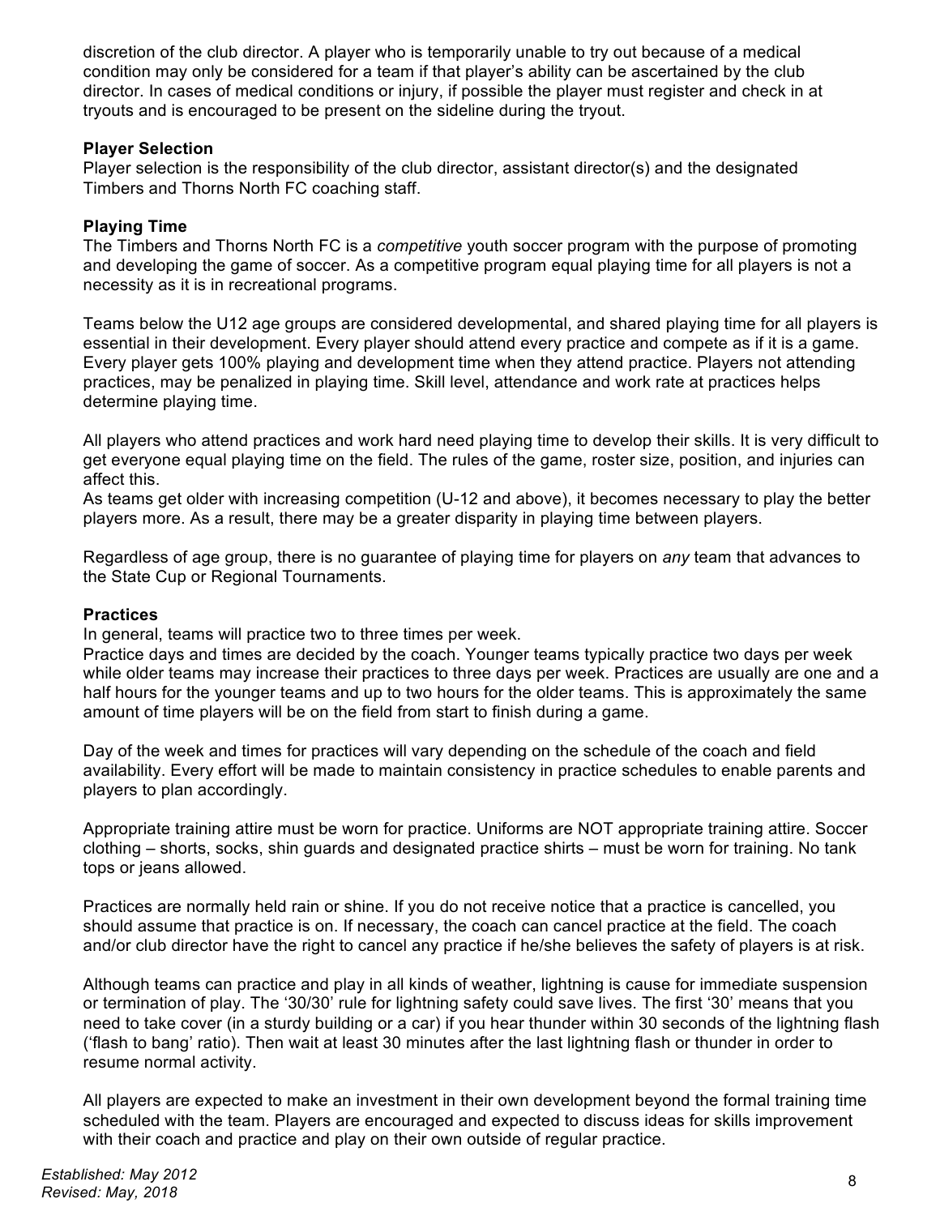discretion of the club director. A player who is temporarily unable to try out because of a medical condition may only be considered for a team if that player's ability can be ascertained by the club director. In cases of medical conditions or injury, if possible the player must register and check in at tryouts and is encouraged to be present on the sideline during the tryout.

**Player Selection**

Player selection is the responsibility of the club director, assistant director(s) and the designated Timbers and Thorns North FC coaching staff.

**Playing Time**

The Timbers and Thorns North FC is a *competitive* youth soccer program with the purpose of promoting and developing the game of soccer. As a competitive program equal playing time for all players is not a necessity as it is in recreational programs.

Teams below the U12 age groups are considered developmental, and shared playing time for all players is essential in their development. Every player should attend every practice and compete as if it is a game. Every player gets 100% playing and development time when they attend practice. Players not attending practices, may be penalized in playing time. Skill level, attendance and work rate at practices helps determine playing time.

All players who attend practices and work hard need playing time to develop their skills. It is very difficult to get everyone equal playing time on the field. The rules of the game, roster size, position, and injuries can affect this.

As teams get older with increasing competition (U-12 and above), it becomes necessary to play the better players more. As a result, there may be a greater disparity in playing time between players.

Regardless of age group, there is no guarantee of playing time for players on *any* team that advances to the State Cup or Regional Tournaments.

**Practices**

In general, teams will practice two to three times per week.

Practice days and times are decided by the coach. Younger teams typically practice two days per week while older teams may increase their practices to three days per week. Practices are usually are one and a half hours for the younger teams and up to two hours for the older teams. This is approximately the same amount of time players will be on the field from start to finish during a game.

Day of the week and times for practices will vary depending on the schedule of the coach and field availability. Every effort will be made to maintain consistency in practice schedules to enable parents and players to plan accordingly.

Appropriate training attire must be worn for practice. Uniforms are NOT appropriate training attire. Soccer clothing – shorts, socks, shin guards and designated practice shirts – must be worn for training. No tank tops or jeans allowed.

Practices are normally held rain or shine. If you do not receive notice that a practice is cancelled, you should assume that practice is on. If necessary, the coach can cancel practice at the field. The coach and/or club director have the right to cancel any practice if he/she believes the safety of players is at risk.

Although teams can practice and play in all kinds of weather, lightning is cause for immediate suspension or termination of play. The '30/30' rule for lightning safety could save lives. The first '30' means that you need to take cover (in a sturdy building or a car) if you hear thunder within 30 seconds of the lightning flash ('flash to bang' ratio). Then wait at least 30 minutes after the last lightning flash or thunder in order to resume normal activity.

All players are expected to make an investment in their own development beyond the formal training time scheduled with the team. Players are encouraged and expected to discuss ideas for skills improvement with their coach and practice and play on their own outside of regular practice.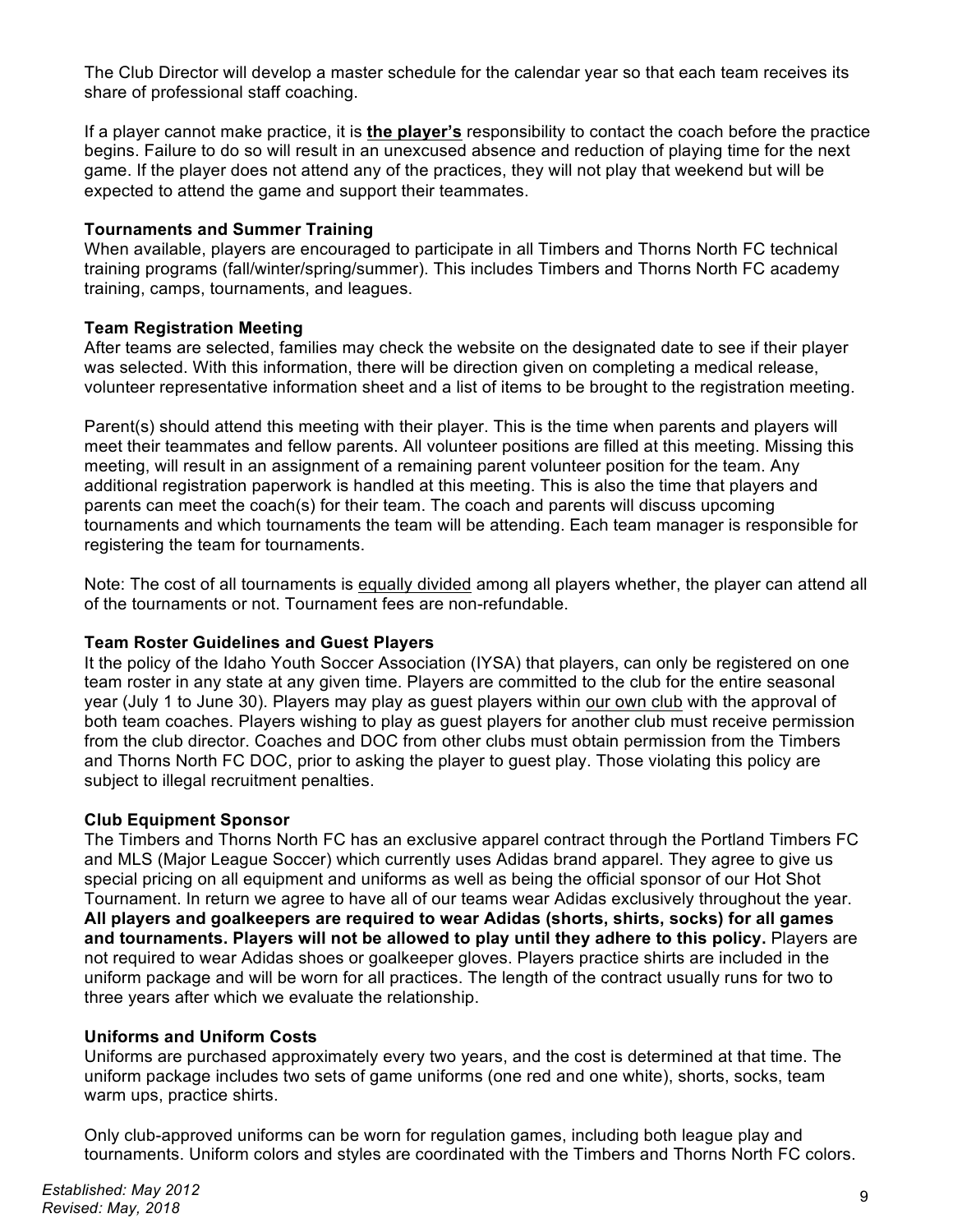The Club Director will develop a master schedule for the calendar year so that each team receives its share of professional staff coaching.

If a player cannot make practice, it is **<u>the player's</u>** responsibility to contact the coach before the practice begins. Failure to do so will result in an unexcused absence and reduction of playing time for the next game. If the player does not attend any of the practices, they will not play that weekend but will be expected to attend the game and support their teammates.

**Tournaments and Summer Training**

When available, players are encouraged to participate in all Timbers and Thorns North FC technical training programs (fall/winter/spring/summer). This includes Timbers and Thorns North FC academy training, camps, tournaments, and leagues.

**Team Registration Meeting**

After teams are selected, families may check the website on the designated date to see if their player was selected. With this information, there will be direction given on completing a medical release, volunteer representative information sheet and a list of items to be brought to the registration meeting.

Parent(s) should attend this meeting with their player. This is the time when parents and players will meet their teammates and fellow parents. All volunteer positions are filled at this meeting. Missing this meeting, will result in an assignment of a remaining parent volunteer position for the team. Any additional registration paperwork is handled at this meeting. This is also the time that players and parents can meet the coach(s) for their team. The coach and parents will discuss upcoming tournaments and which tournaments the team will be attending. Each team manager is responsible for registering the team for tournaments.

Note: The cost of all tournaments is <u>equally divided</u> among all players whether, the player can attend all of the tournaments or not. Tournament fees are non-refundable.

**Team Roster Guidelines and Guest Players**

It the policy of the Idaho Youth Soccer Association (IYSA) that players, can only be registered on one team roster in any state at any given time. Players are committed to the club for the entire seasonal year (July 1 to June 30). Players may play as guest players within <u>our own club</u> with the approval of both team coaches. Players wishing to play as guest players for another club must receive permission from the club director. Coaches and DOC from other clubs must obtain permission from the Timbers and Thorns North FC DOC, prior to asking the player to guest play. Those violating this policy are subject to illegal recruitment penalties.

**Club Equipment Sponsor**

The Timbers and Thorns North FC has an exclusive apparel contract through the Portland Timbers FC and MLS (Major League Soccer) which currently uses Adidas brand apparel. They agree to give us special pricing on all equipment and uniforms as well as being the official sponsor of our Hot Shot Tournament. In return we agree to have all of our teams wear Adidas exclusively throughout the year. **All players and goalkeepers are required to wear Adidas (shorts, shirts, socks) for all games and tournaments. Players will not be allowed to play until they adhere to this policy.** Players are not required to wear Adidas shoes or goalkeeper gloves. Players practice shirts are included in the uniform package and will be worn for all practices. The length of the contract usually runs for two to three years after which we evaluate the relationship.

**Uniforms and Uniform Costs**

Uniforms are purchased approximately every two years, and the cost is determined at that time. The uniform package includes two sets of game uniforms (one red and one white), shorts, socks, team warm ups, practice shirts.

Only club-approved uniforms can be worn for regulation games, including both league play and tournaments. Uniform colors and styles are coordinated with the Timbers and Thorns North FC colors.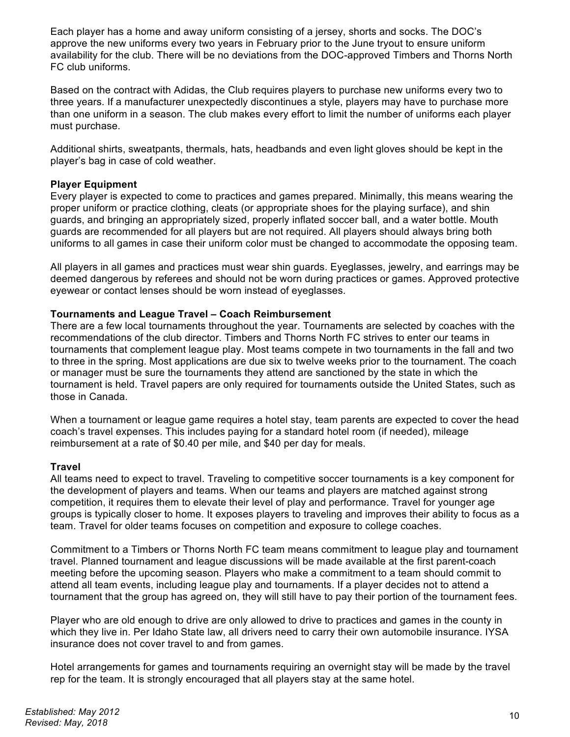Each player has a home and away uniform consisting of a jersey, shorts and socks. The DOC's approve the new uniforms every two years in February prior to the June tryout to ensure uniform availability for the club. There will be no deviations from the DOC-approved Timbers and Thorns North FC club uniforms.

Based on the contract with Adidas, the Club requires players to purchase new uniforms every two to three years. If a manufacturer unexpectedly discontinues a style, players may have to purchase more than one uniform in a season. The club makes every effort to limit the number of uniforms each player must purchase.

Additional shirts, sweatpants, thermals, hats, headbands and even light gloves should be kept in the player's bag in case of cold weather.

**Player Equipment**

Every player is expected to come to practices and games prepared. Minimally, this means wearing the proper uniform or practice clothing, cleats (or appropriate shoes for the playing surface), and shin guards, and bringing an appropriately sized, properly inflated soccer ball, and a water bottle. Mouth guards are recommended for all players but are not required. All players should always bring both uniforms to all games in case their uniform color must be changed to accommodate the opposing team.

All players in all games and practices must wear shin guards. Eyeglasses, jewelry, and earrings may be deemed dangerous by referees and should not be worn during practices or games. Approved protective eyewear or contact lenses should be worn instead of eyeglasses.

**Tournaments and League Travel – Coach Reimbursement**

There are a few local tournaments throughout the year. Tournaments are selected by coaches with the recommendations of the club director. Timbers and Thorns North FC strives to enter our teams in tournaments that complement league play. Most teams compete in two tournaments in the fall and two to three in the spring. Most applications are due six to twelve weeks prior to the tournament. The coach or manager must be sure the tournaments they attend are sanctioned by the state in which the tournament is held. Travel papers are only required for tournaments outside the United States, such as those in Canada.

When a tournament or league game requires a hotel stay, team parents are expected to cover the head coach's travel expenses. This includes paying for a standard hotel room (if needed), mileage reimbursement at a rate of $0.40 per mile, and $40 per day for meals.

**Travel**

All teams need to expect to travel. Traveling to competitive soccer tournaments is a key component for the development of players and teams. When our teams and players are matched against strong competition, it requires them to elevate their level of play and performance. Travel for younger age groups is typically closer to home. It exposes players to traveling and improves their ability to focus as a team. Travel for older teams focuses on competition and exposure to college coaches.

Commitment to a Timbers or Thorns North FC team means commitment to league play and tournament travel. Planned tournament and league discussions will be made available at the first parent-coach meeting before the upcoming season. Players who make a commitment to a team should commit to attend all team events, including league play and tournaments. If a player decides not to attend a tournament that the group has agreed on, they will still have to pay their portion of the tournament fees.

Player who are old enough to drive are only allowed to drive to practices and games in the county in which they live in. Per Idaho State law, all drivers need to carry their own automobile insurance. IYSA insurance does not cover travel to and from games.

Hotel arrangements for games and tournaments requiring an overnight stay will be made by the travel rep for the team. It is strongly encouraged that all players stay at the same hotel.

*Established: May 2012*
*Revised: May, 2018*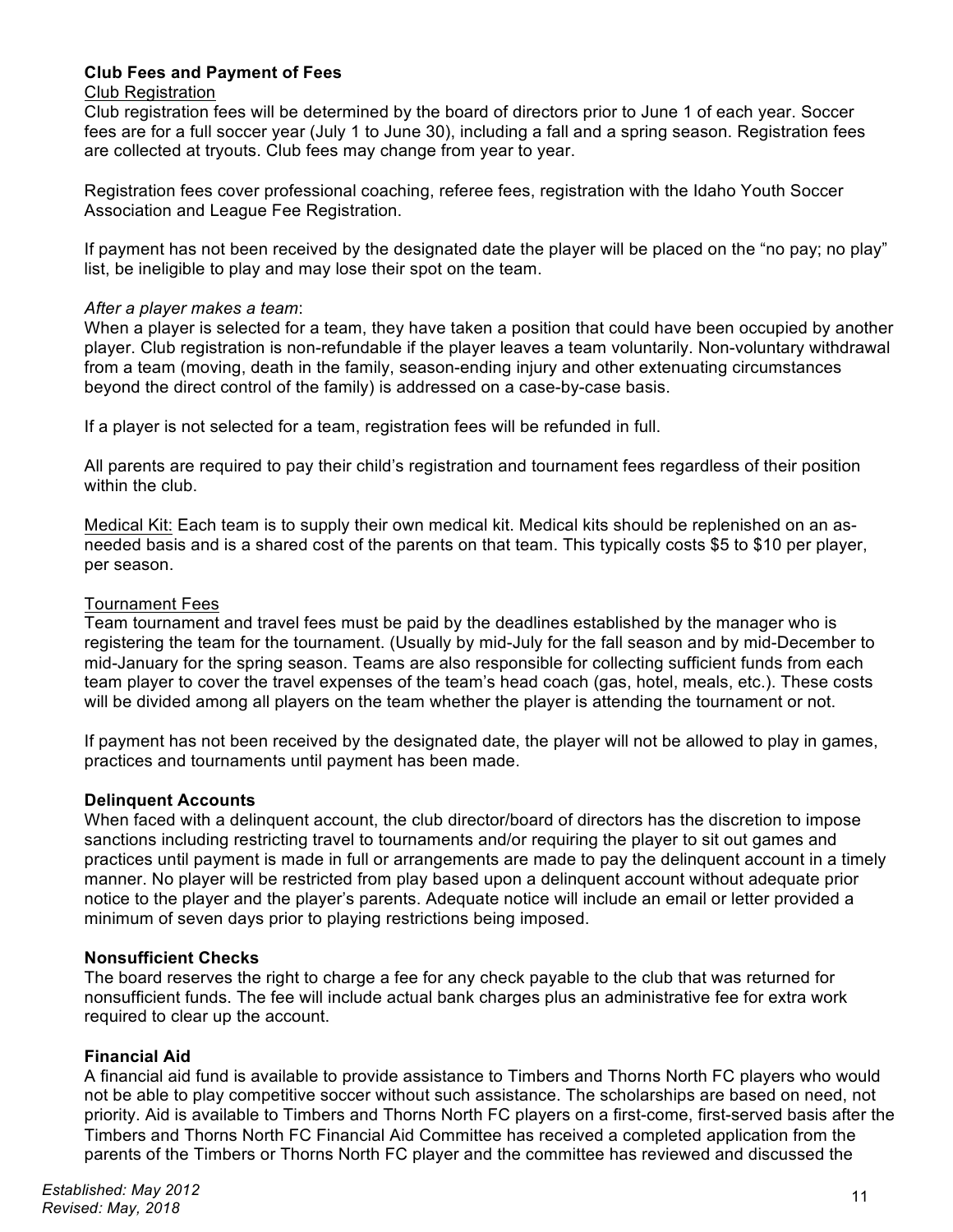**Club Fees and Payment of Fees**

Club Registration

Club registration fees will be determined by the board of directors prior to June 1 of each year. Soccer fees are for a full soccer year (July 1 to June 30), including a fall and a spring season. Registration fees are collected at tryouts. Club fees may change from year to year.

Registration fees cover professional coaching, referee fees, registration with the Idaho Youth Soccer Association and League Fee Registration.

If payment has not been received by the designated date the player will be placed on the "no pay; no play" list, be ineligible to play and may lose their spot on the team.

*After a player makes a team*:

When a player is selected for a team, they have taken a position that could have been occupied by another player. Club registration is non-refundable if the player leaves a team voluntarily. Non-voluntary withdrawal from a team (moving, death in the family, season-ending injury and other extenuating circumstances beyond the direct control of the family) is addressed on a case-by-case basis.

If a player is not selected for a team, registration fees will be refunded in full.

All parents are required to pay their child's registration and tournament fees regardless of their position within the club.

Medical Kit: Each team is to supply their own medical kit. Medical kits should be replenished on an as-needed basis and is a shared cost of the parents on that team. This typically costs $5 to $10 per player, per season.

Tournament Fees

Team tournament and travel fees must be paid by the deadlines established by the manager who is registering the team for the tournament. (Usually by mid-July for the fall season and by mid-December to mid-January for the spring season. Teams are also responsible for collecting sufficient funds from each team player to cover the travel expenses of the team's head coach (gas, hotel, meals, etc.). These costs will be divided among all players on the team whether the player is attending the tournament or not.

If payment has not been received by the designated date, the player will not be allowed to play in games, practices and tournaments until payment has been made.

**Delinquent Accounts**

When faced with a delinquent account, the club director/board of directors has the discretion to impose sanctions including restricting travel to tournaments and/or requiring the player to sit out games and practices until payment is made in full or arrangements are made to pay the delinquent account in a timely manner. No player will be restricted from play based upon a delinquent account without adequate prior notice to the player and the player's parents. Adequate notice will include an email or letter provided a minimum of seven days prior to playing restrictions being imposed.

**Nonsufficient Checks**

The board reserves the right to charge a fee for any check payable to the club that was returned for nonsufficient funds. The fee will include actual bank charges plus an administrative fee for extra work required to clear up the account.

**Financial Aid**

A financial aid fund is available to provide assistance to Timbers and Thorns North FC players who would not be able to play competitive soccer without such assistance. The scholarships are based on need, not priority. Aid is available to Timbers and Thorns North FC players on a first-come, first-served basis after the Timbers and Thorns North FC Financial Aid Committee has received a completed application from the parents of the Timbers or Thorns North FC player and the committee has reviewed and discussed the

*Established: May 2012*
*Revised: May, 2018*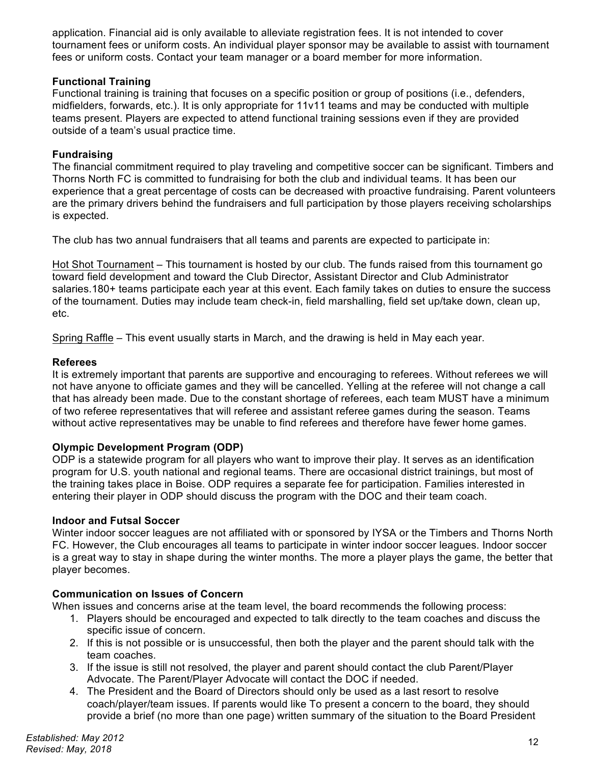application. Financial aid is only available to alleviate registration fees. It is not intended to cover tournament fees or uniform costs. An individual player sponsor may be available to assist with tournament fees or uniform costs. Contact your team manager or a board member for more information.

**Functional Training**

Functional training is training that focuses on a specific position or group of positions (i.e., defenders, midfielders, forwards, etc.). It is only appropriate for 11v11 teams and may be conducted with multiple teams present. Players are expected to attend functional training sessions even if they are provided outside of a team's usual practice time.

**Fundraising**

The financial commitment required to play traveling and competitive soccer can be significant. Timbers and Thorns North FC is committed to fundraising for both the club and individual teams. It has been our experience that a great percentage of costs can be decreased with proactive fundraising. Parent volunteers are the primary drivers behind the fundraisers and full participation by those players receiving scholarships is expected.

The club has two annual fundraisers that all teams and parents are expected to participate in:

<u>Hot Shot Tournament</u> – This tournament is hosted by our club. The funds raised from this tournament go toward field development and toward the Club Director, Assistant Director and Club Administrator salaries.180+ teams participate each year at this event. Each family takes on duties to ensure the success of the tournament. Duties may include team check-in, field marshalling, field set up/take down, clean up, etc.

<u>Spring Raffle</u> – This event usually starts in March, and the drawing is held in May each year.

**Referees**

It is extremely important that parents are supportive and encouraging to referees. Without referees we will not have anyone to officiate games and they will be cancelled. Yelling at the referee will not change a call that has already been made. Due to the constant shortage of referees, each team MUST have a minimum of two referee representatives that will referee and assistant referee games during the season. Teams without active representatives may be unable to find referees and therefore have fewer home games.

**Olympic Development Program (ODP)**

ODP is a statewide program for all players who want to improve their play. It serves as an identification program for U.S. youth national and regional teams. There are occasional district trainings, but most of the training takes place in Boise. ODP requires a separate fee for participation. Families interested in entering their player in ODP should discuss the program with the DOC and their team coach.

**Indoor and Futsal Soccer**

Winter indoor soccer leagues are not affiliated with or sponsored by IYSA or the Timbers and Thorns North FC. However, the Club encourages all teams to participate in winter indoor soccer leagues. Indoor soccer is a great way to stay in shape during the winter months. The more a player plays the game, the better that player becomes.

**Communication on Issues of Concern**

When issues and concerns arise at the team level, the board recommends the following process:

1. Players should be encouraged and expected to talk directly to the team coaches and discuss the specific issue of concern.
2. If this is not possible or is unsuccessful, then both the player and the parent should talk with the team coaches.
3. If the issue is still not resolved, the player and parent should contact the club Parent/Player Advocate. The Parent/Player Advocate will contact the DOC if needed.
4. The President and the Board of Directors should only be used as a last resort to resolve coach/player/team issues. If parents would like To present a concern to the board, they should provide a brief (no more than one page) written summary of the situation to the Board President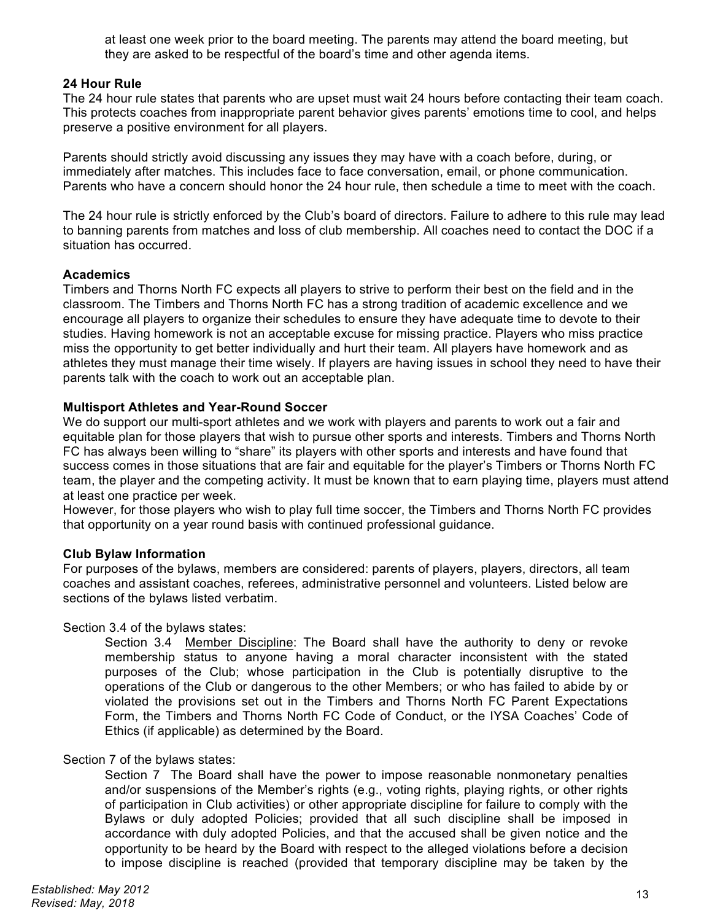at least one week prior to the board meeting. The parents may attend the board meeting, but they are asked to be respectful of the board's time and other agenda items.

**24 Hour Rule**

The 24 hour rule states that parents who are upset must wait 24 hours before contacting their team coach. This protects coaches from inappropriate parent behavior gives parents' emotions time to cool, and helps preserve a positive environment for all players.

Parents should strictly avoid discussing any issues they may have with a coach before, during, or immediately after matches. This includes face to face conversation, email, or phone communication. Parents who have a concern should honor the 24 hour rule, then schedule a time to meet with the coach.

The 24 hour rule is strictly enforced by the Club's board of directors. Failure to adhere to this rule may lead to banning parents from matches and loss of club membership. All coaches need to contact the DOC if a situation has occurred.

**Academics**

Timbers and Thorns North FC expects all players to strive to perform their best on the field and in the classroom. The Timbers and Thorns North FC has a strong tradition of academic excellence and we encourage all players to organize their schedules to ensure they have adequate time to devote to their studies. Having homework is not an acceptable excuse for missing practice. Players who miss practice miss the opportunity to get better individually and hurt their team. All players have homework and as athletes they must manage their time wisely. If players are having issues in school they need to have their parents talk with the coach to work out an acceptable plan.

**Multisport Athletes and Year-Round Soccer**

We do support our multi-sport athletes and we work with players and parents to work out a fair and equitable plan for those players that wish to pursue other sports and interests. Timbers and Thorns North FC has always been willing to "share" its players with other sports and interests and have found that success comes in those situations that are fair and equitable for the player's Timbers or Thorns North FC team, the player and the competing activity. It must be known that to earn playing time, players must attend at least one practice per week.

However, for those players who wish to play full time soccer, the Timbers and Thorns North FC provides that opportunity on a year round basis with continued professional guidance.

**Club Bylaw Information**

For purposes of the bylaws, members are considered: parents of players, players, directors, all team coaches and assistant coaches, referees, administrative personnel and volunteers. Listed below are sections of the bylaws listed verbatim.

Section 3.4 of the bylaws states:

> Section 3.4 Member Discipline: The Board shall have the authority to deny or revoke membership status to anyone having a moral character inconsistent with the stated purposes of the Club; whose participation in the Club is potentially disruptive to the operations of the Club or dangerous to the other Members; or who has failed to abide by or violated the provisions set out in the Timbers and Thorns North FC Parent Expectations Form, the Timbers and Thorns North FC Code of Conduct, or the IYSA Coaches' Code of Ethics (if applicable) as determined by the Board.

Section 7 of the bylaws states:

> Section 7 The Board shall have the power to impose reasonable nonmonetary penalties and/or suspensions of the Member's rights (e.g., voting rights, playing rights, or other rights of participation in Club activities) or other appropriate discipline for failure to comply with the Bylaws or duly adopted Policies; provided that all such discipline shall be imposed in accordance with duly adopted Policies, and that the accused shall be given notice and the opportunity to be heard by the Board with respect to the alleged violations before a decision to impose discipline is reached (provided that temporary discipline may be taken by the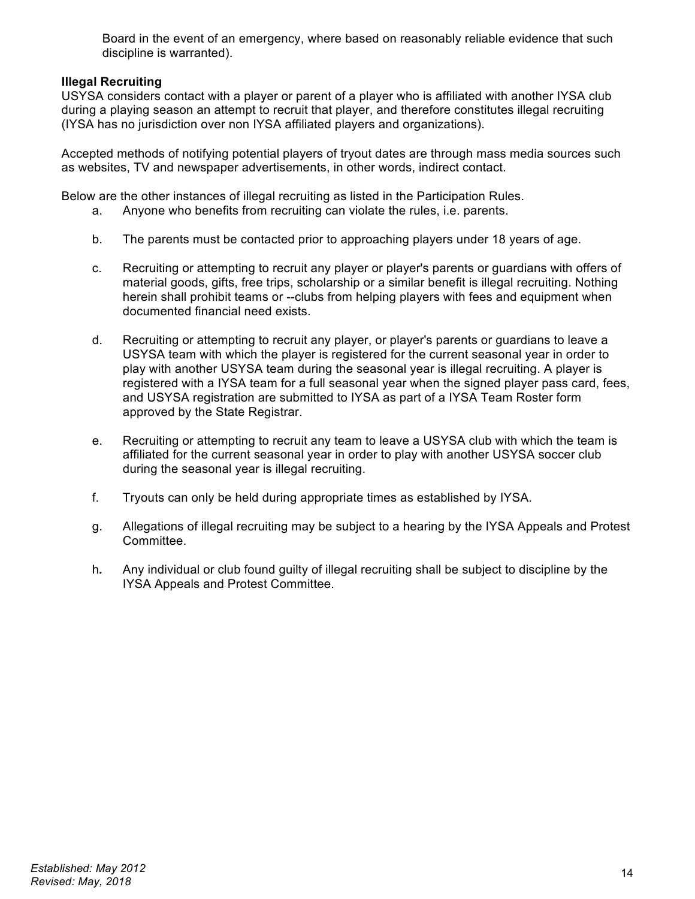Board in the event of an emergency, where based on reasonably reliable evidence that such discipline is warranted).

**Illegal Recruiting**

USYSA considers contact with a player or parent of a player who is affiliated with another IYSA club during a playing season an attempt to recruit that player, and therefore constitutes illegal recruiting (IYSA has no jurisdiction over non IYSA affiliated players and organizations).

Accepted methods of notifying potential players of tryout dates are through mass media sources such as websites, TV and newspaper advertisements, in other words, indirect contact.

Below are the other instances of illegal recruiting as listed in the Participation Rules.

a. Anyone who benefits from recruiting can violate the rules, i.e. parents.

b. The parents must be contacted prior to approaching players under 18 years of age.

c. Recruiting or attempting to recruit any player or player's parents or guardians with offers of material goods, gifts, free trips, scholarship or a similar benefit is illegal recruiting. Nothing herein shall prohibit teams or --clubs from helping players with fees and equipment when documented financial need exists.

d. Recruiting or attempting to recruit any player, or player's parents or guardians to leave a USYSA team with which the player is registered for the current seasonal year in order to play with another USYSA team during the seasonal year is illegal recruiting. A player is registered with a IYSA team for a full seasonal year when the signed player pass card, fees, and USYSA registration are submitted to IYSA as part of a IYSA Team Roster form approved by the State Registrar.

e. Recruiting or attempting to recruit any team to leave a USYSA club with which the team is affiliated for the current seasonal year in order to play with another USYSA soccer club during the seasonal year is illegal recruiting.

f. Tryouts can only be held during appropriate times as established by IYSA.

g. Allegations of illegal recruiting may be subject to a hearing by the IYSA Appeals and Protest Committee.

h. Any individual or club found guilty of illegal recruiting shall be subject to discipline by the IYSA Appeals and Protest Committee.

*Established: May 2012*
*Revised: May, 2018*